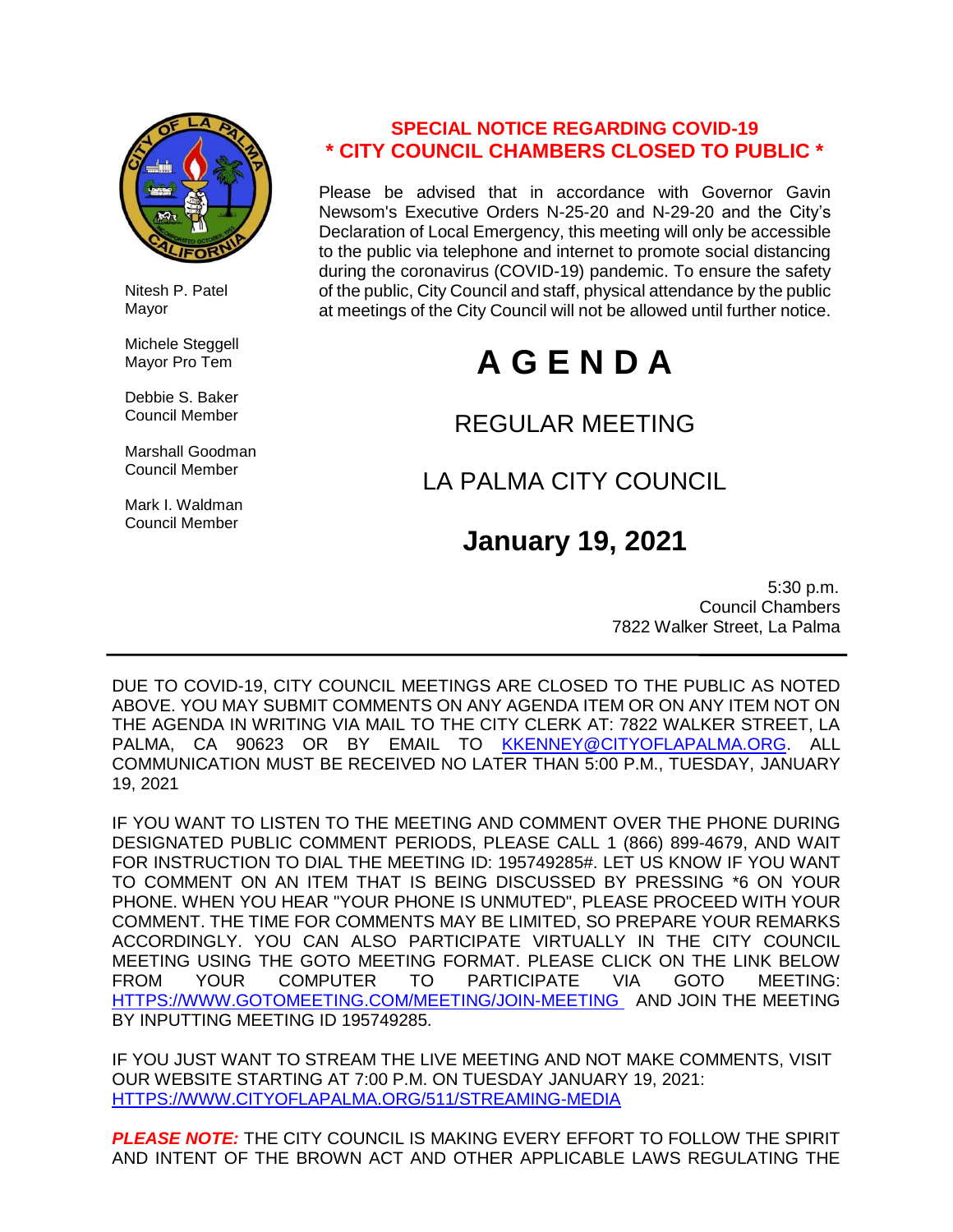Nitesh P. Patel
Mayor

Michele Steggell
Mayor Pro Tem

Debbie S. Baker
Council Member

Marshall Goodman
Council Member

Mark I. Waldman
Council Member

**SPECIAL NOTICE REGARDING COVID-19**
**\* CITY COUNCIL CHAMBERS CLOSED TO PUBLIC \***

Please be advised that in accordance with Governor Gavin Newsom's Executive Orders N-25-20 and N-29-20 and the City's Declaration of Local Emergency, this meeting will only be accessible to the public via telephone and internet to promote social distancing during the coronavirus (COVID-19) pandemic. To ensure the safety of the public, City Council and staff, physical attendance by the public at meetings of the City Council will not be allowed until further notice.

# A G E N D A

## REGULAR MEETING

## LA PALMA CITY COUNCIL

## January 19, 2021

5:30 p.m.
Council Chambers
7822 Walker Street, La Palma

---

DUE TO COVID-19, CITY COUNCIL MEETINGS ARE CLOSED TO THE PUBLIC AS NOTED ABOVE. YOU MAY SUBMIT COMMENTS ON ANY AGENDA ITEM OR ON ANY ITEM NOT ON THE AGENDA IN WRITING VIA MAIL TO THE CITY CLERK AT: 7822 WALKER STREET, LA PALMA, CA 90623 OR BY EMAIL TO KKENNEY@CITYOFLAPALMA.ORG. ALL COMMUNICATION MUST BE RECEIVED NO LATER THAN 5:00 P.M., TUESDAY, JANUARY 19, 2021

IF YOU WANT TO LISTEN TO THE MEETING AND COMMENT OVER THE PHONE DURING DESIGNATED PUBLIC COMMENT PERIODS, PLEASE CALL 1 (866) 899-4679, AND WAIT FOR INSTRUCTION TO DIAL THE MEETING ID: 195749285#. LET US KNOW IF YOU WANT TO COMMENT ON AN ITEM THAT IS BEING DISCUSSED BY PRESSING *6 ON YOUR PHONE. WHEN YOU HEAR "YOUR PHONE IS UNMUTED", PLEASE PROCEED WITH YOUR COMMENT. THE TIME FOR COMMENTS MAY BE LIMITED, SO PREPARE YOUR REMARKS ACCORDINGLY. YOU CAN ALSO PARTICIPATE VIRTUALLY IN THE CITY COUNCIL MEETING USING THE GOTO MEETING FORMAT. PLEASE CLICK ON THE LINK BELOW FROM YOUR COMPUTER TO PARTICIPATE VIA GOTO MEETING: HTTPS://WWW.GOTOMEETING.COM/MEETING/JOIN-MEETING AND JOIN THE MEETING BY INPUTTING MEETING ID 195749285.

IF YOU JUST WANT TO STREAM THE LIVE MEETING AND NOT MAKE COMMENTS, VISIT OUR WEBSITE STARTING AT 7:00 P.M. ON TUESDAY JANUARY 19, 2021: HTTPS://WWW.CITYOFLAPALMA.ORG/511/STREAMING-MEDIA

***PLEASE NOTE:*** THE CITY COUNCIL IS MAKING EVERY EFFORT TO FOLLOW THE SPIRIT AND INTENT OF THE BROWN ACT AND OTHER APPLICABLE LAWS REGULATING THE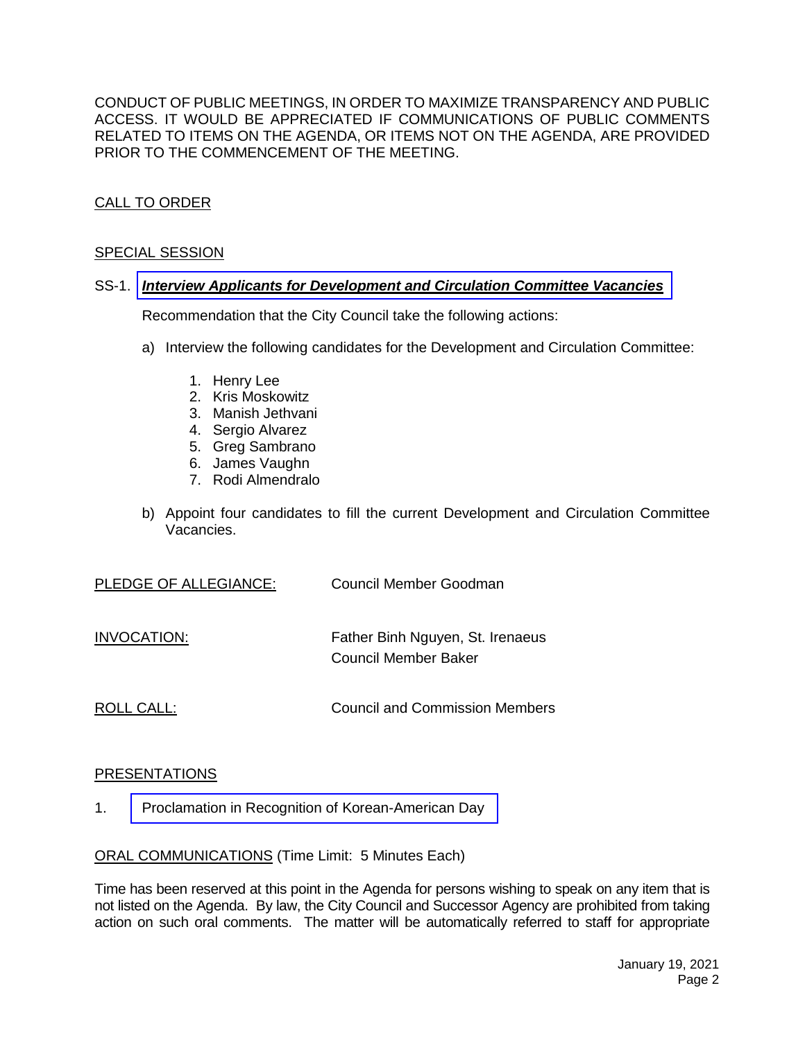CONDUCT OF PUBLIC MEETINGS, IN ORDER TO MAXIMIZE TRANSPARENCY AND PUBLIC ACCESS. IT WOULD BE APPRECIATED IF COMMUNICATIONS OF PUBLIC COMMENTS RELATED TO ITEMS ON THE AGENDA, OR ITEMS NOT ON THE AGENDA, ARE PROVIDED PRIOR TO THE COMMENCEMENT OF THE MEETING.

CALL TO ORDER

SPECIAL SESSION

SS-1. ***Interview Applicants for Development and Circulation Committee Vacancies***

Recommendation that the City Council take the following actions:

a) Interview the following candidates for the Development and Circulation Committee:

1. Henry Lee
2. Kris Moskowitz
3. Manish Jethvani
4. Sergio Alvarez
5. Greg Sambrano
6. James Vaughn
7. Rodi Almendralo

b) Appoint four candidates to fill the current Development and Circulation Committee Vacancies.

PLEDGE OF ALLEGIANCE: Council Member Goodman

INVOCATION: Father Binh Nguyen, St. Irenaeus
Council Member Baker

ROLL CALL: Council and Commission Members

PRESENTATIONS

1. Proclamation in Recognition of Korean-American Day

ORAL COMMUNICATIONS (Time Limit: 5 Minutes Each)

Time has been reserved at this point in the Agenda for persons wishing to speak on any item that is not listed on the Agenda. By law, the City Council and Successor Agency are prohibited from taking action on such oral comments. The matter will be automatically referred to staff for appropriate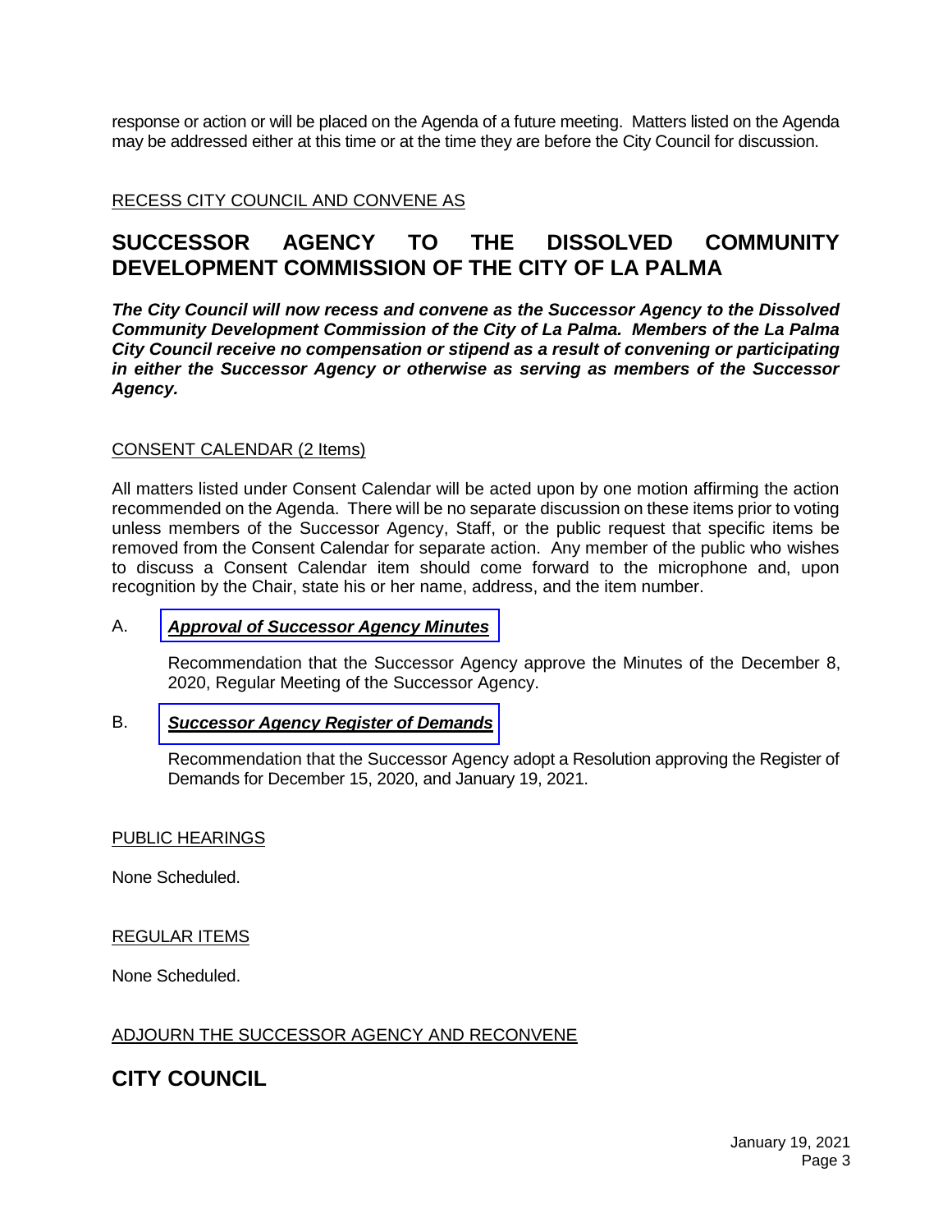response or action or will be placed on the Agenda of a future meeting. Matters listed on the Agenda may be addressed either at this time or at the time they are before the City Council for discussion.

RECESS CITY COUNCIL AND CONVENE AS

## SUCCESSOR AGENCY TO THE DISSOLVED COMMUNITY DEVELOPMENT COMMISSION OF THE CITY OF LA PALMA

***The City Council will now recess and convene as the Successor Agency to the Dissolved Community Development Commission of the City of La Palma. Members of the La Palma City Council receive no compensation or stipend as a result of convening or participating in either the Successor Agency or otherwise as serving as members of the Successor Agency.***

CONSENT CALENDAR (2 Items)

All matters listed under Consent Calendar will be acted upon by one motion affirming the action recommended on the Agenda. There will be no separate discussion on these items prior to voting unless members of the Successor Agency, Staff, or the public request that specific items be removed from the Consent Calendar for separate action. Any member of the public who wishes to discuss a Consent Calendar item should come forward to the microphone and, upon recognition by the Chair, state his or her name, address, and the item number.

A. ***Approval of Successor Agency Minutes***

Recommendation that the Successor Agency approve the Minutes of the December 8, 2020, Regular Meeting of the Successor Agency.

B. ***Successor Agency Register of Demands***

Recommendation that the Successor Agency adopt a Resolution approving the Register of Demands for December 15, 2020, and January 19, 2021.

PUBLIC HEARINGS

None Scheduled.

REGULAR ITEMS

None Scheduled.

ADJOURN THE SUCCESSOR AGENCY AND RECONVENE

## CITY COUNCIL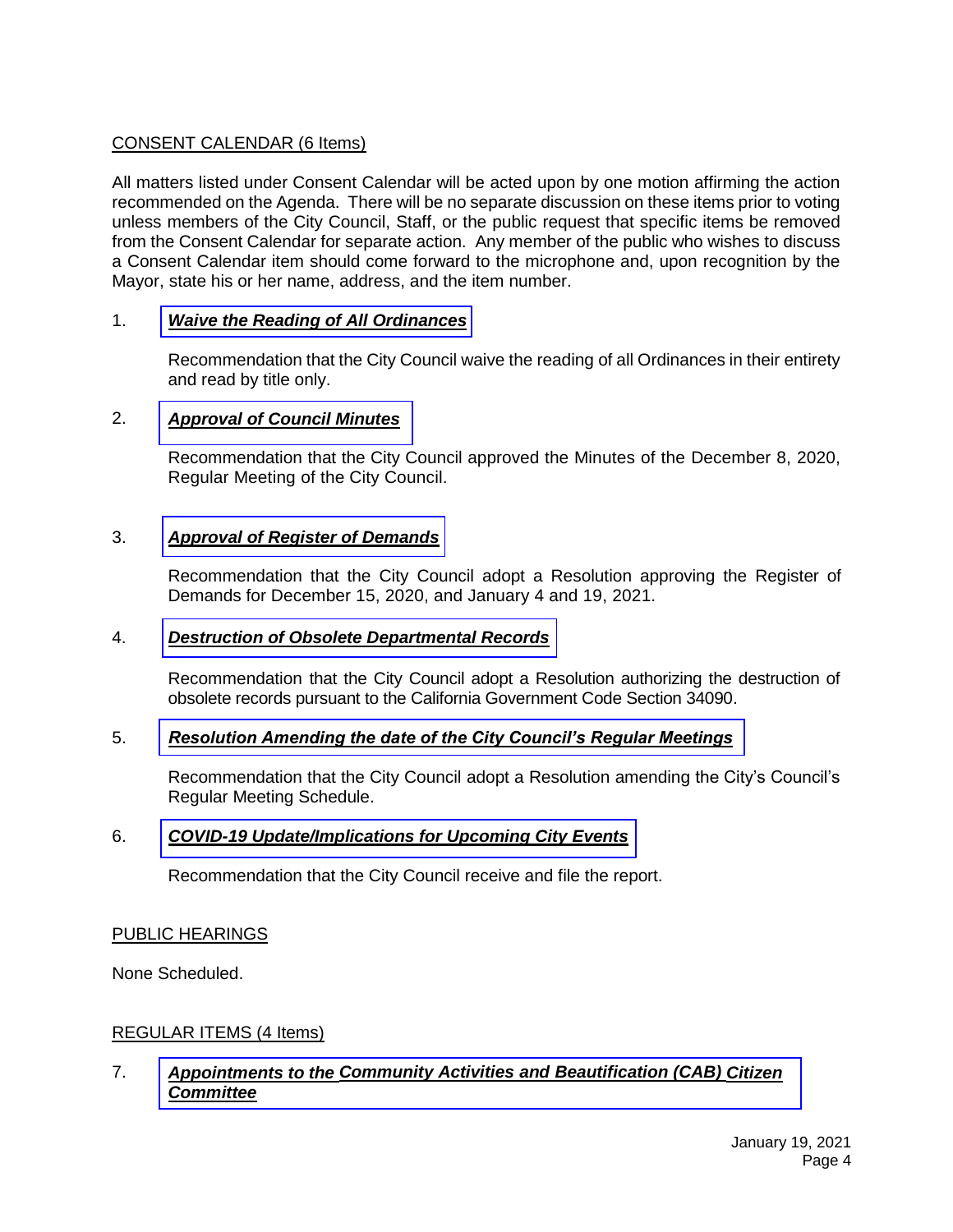CONSENT CALENDAR (6 Items)

All matters listed under Consent Calendar will be acted upon by one motion affirming the action recommended on the Agenda. There will be no separate discussion on these items prior to voting unless members of the City Council, Staff, or the public request that specific items be removed from the Consent Calendar for separate action. Any member of the public who wishes to discuss a Consent Calendar item should come forward to the microphone and, upon recognition by the Mayor, state his or her name, address, and the item number.

1. ***Waive the Reading of All Ordinances***

   Recommendation that the City Council waive the reading of all Ordinances in their entirety and read by title only.

2. ***Approval of Council Minutes***

   Recommendation that the City Council approved the Minutes of the December 8, 2020, Regular Meeting of the City Council.

3. ***Approval of Register of Demands***

   Recommendation that the City Council adopt a Resolution approving the Register of Demands for December 15, 2020, and January 4 and 19, 2021.

4. ***Destruction of Obsolete Departmental Records***

   Recommendation that the City Council adopt a Resolution authorizing the destruction of obsolete records pursuant to the California Government Code Section 34090.

5. ***Resolution Amending the date of the City Council's Regular Meetings***

   Recommendation that the City Council adopt a Resolution amending the City's Council's Regular Meeting Schedule.

6. ***COVID-19 Update/Implications for Upcoming City Events***

   Recommendation that the City Council receive and file the report.

PUBLIC HEARINGS

None Scheduled.

REGULAR ITEMS (4 Items)

7. ***Appointments to the Community Activities and Beautification (CAB) Citizen Committee***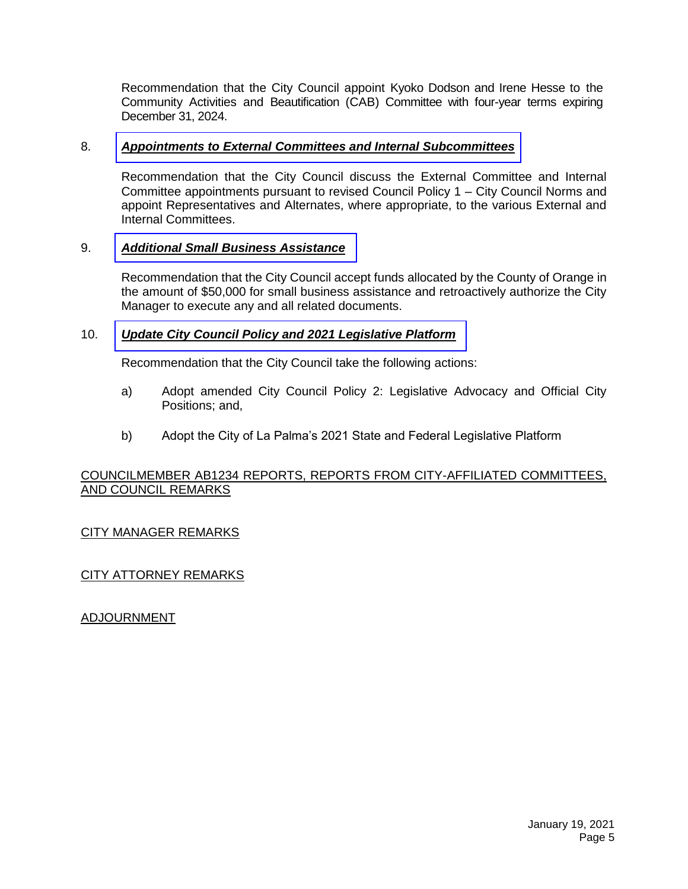Recommendation that the City Council appoint Kyoko Dodson and Irene Hesse to the Community Activities and Beautification (CAB) Committee with four-year terms expiring December 31, 2024.

8. ***Appointments to External Committees and Internal Subcommittees***

   Recommendation that the City Council discuss the External Committee and Internal Committee appointments pursuant to revised Council Policy 1 – City Council Norms and appoint Representatives and Alternates, where appropriate, to the various External and Internal Committees.

9. ***Additional Small Business Assistance***

   Recommendation that the City Council accept funds allocated by the County of Orange in the amount of $50,000 for small business assistance and retroactively authorize the City Manager to execute any and all related documents.

10. ***Update City Council Policy and 2021 Legislative Platform***

    Recommendation that the City Council take the following actions:

    a) Adopt amended City Council Policy 2: Legislative Advocacy and Official City Positions; and,

    b) Adopt the City of La Palma's 2021 State and Federal Legislative Platform

COUNCILMEMBER AB1234 REPORTS, REPORTS FROM CITY-AFFILIATED COMMITTEES, AND COUNCIL REMARKS

CITY MANAGER REMARKS

CITY ATTORNEY REMARKS

ADJOURNMENT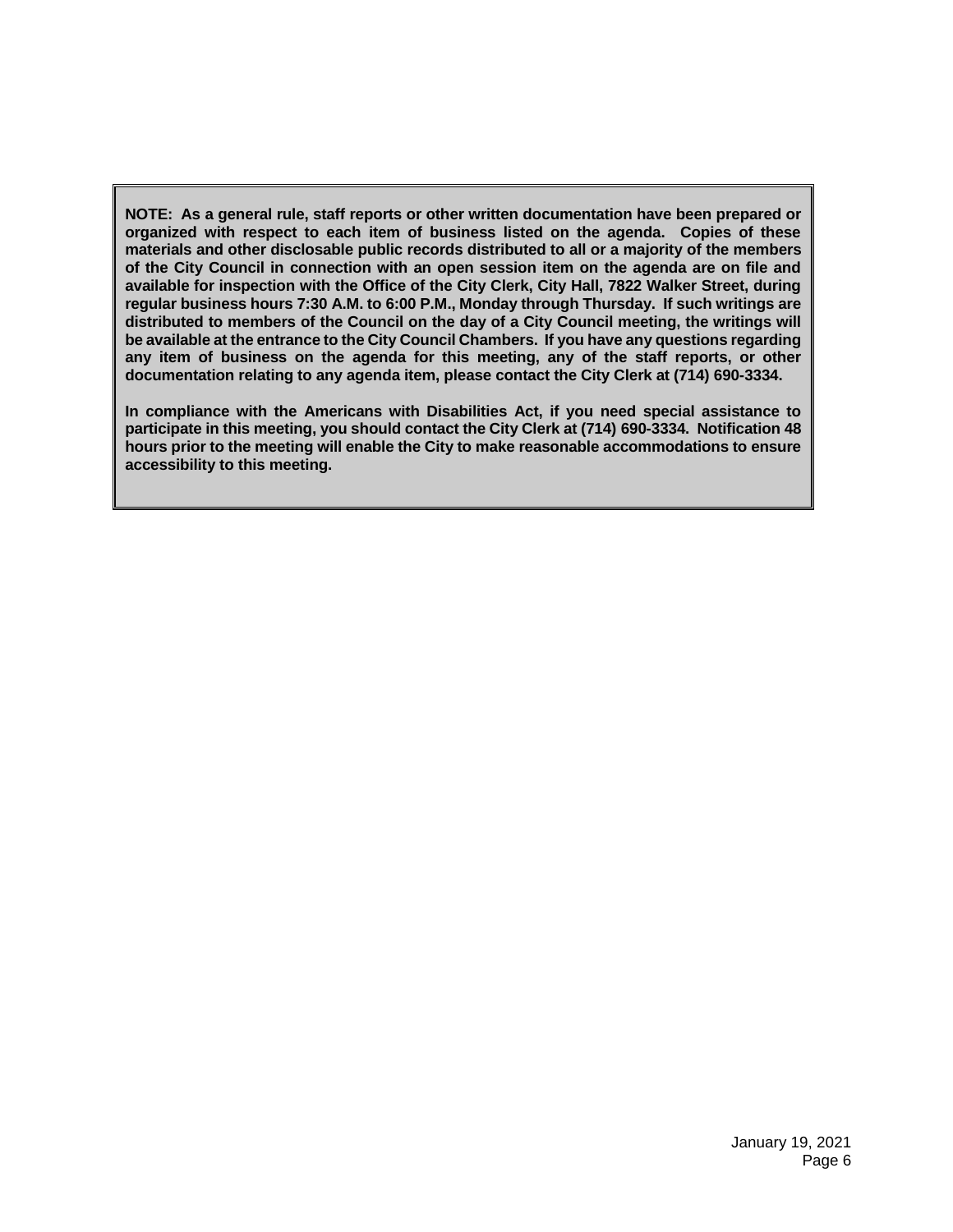**NOTE: As a general rule, staff reports or other written documentation have been prepared or organized with respect to each item of business listed on the agenda. Copies of these materials and other disclosable public records distributed to all or a majority of the members of the City Council in connection with an open session item on the agenda are on file and available for inspection with the Office of the City Clerk, City Hall, 7822 Walker Street, during regular business hours 7:30 A.M. to 6:00 P.M., Monday through Thursday. If such writings are distributed to members of the Council on the day of a City Council meeting, the writings will be available at the entrance to the City Council Chambers. If you have any questions regarding any item of business on the agenda for this meeting, any of the staff reports, or other documentation relating to any agenda item, please contact the City Clerk at (714) 690-3334.**

**In compliance with the Americans with Disabilities Act, if you need special assistance to participate in this meeting, you should contact the City Clerk at (714) 690-3334. Notification 48 hours prior to the meeting will enable the City to make reasonable accommodations to ensure accessibility to this meeting.**

January 19, 2021